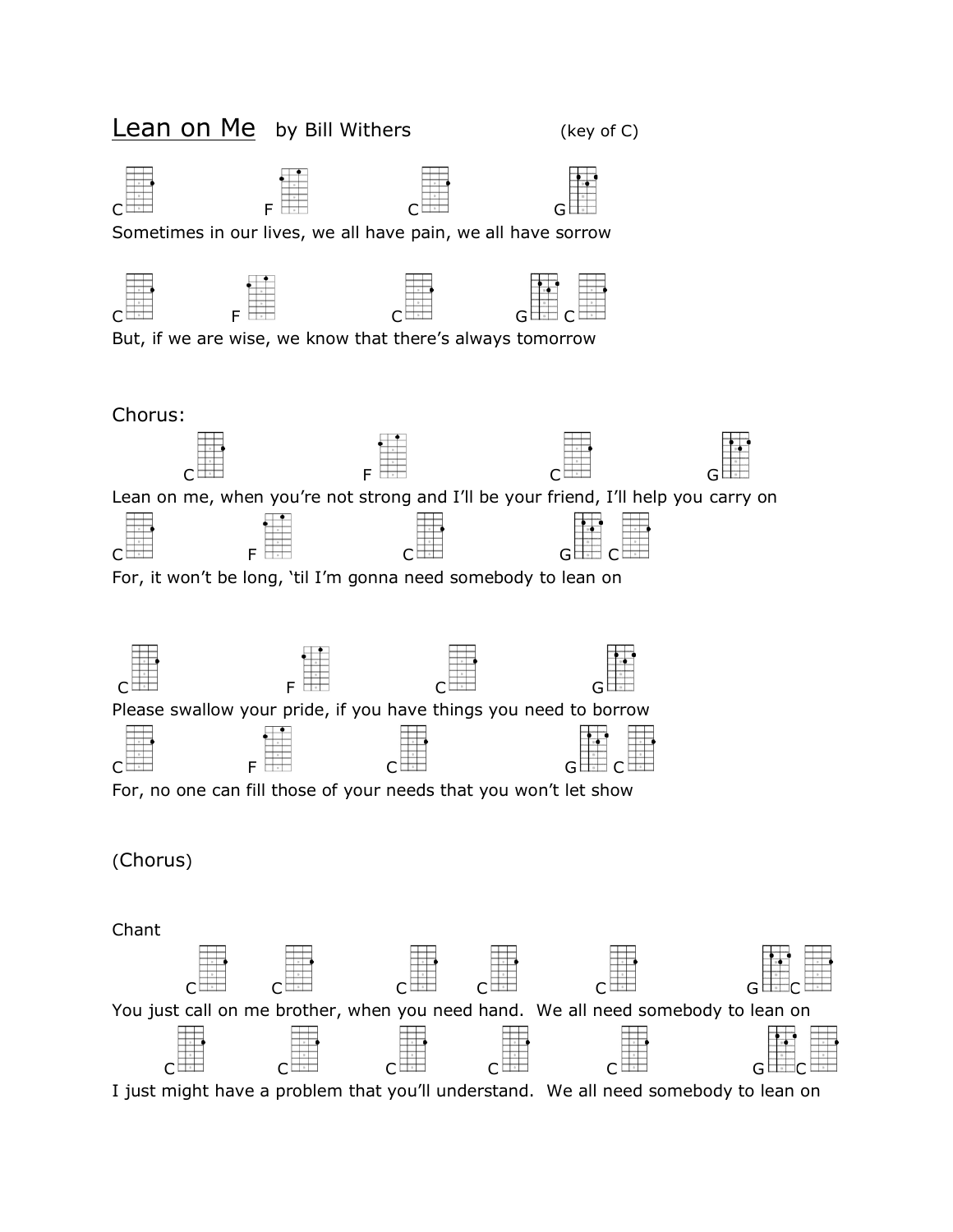

I just might have a problem that you'll understand. We all need somebody to lean on